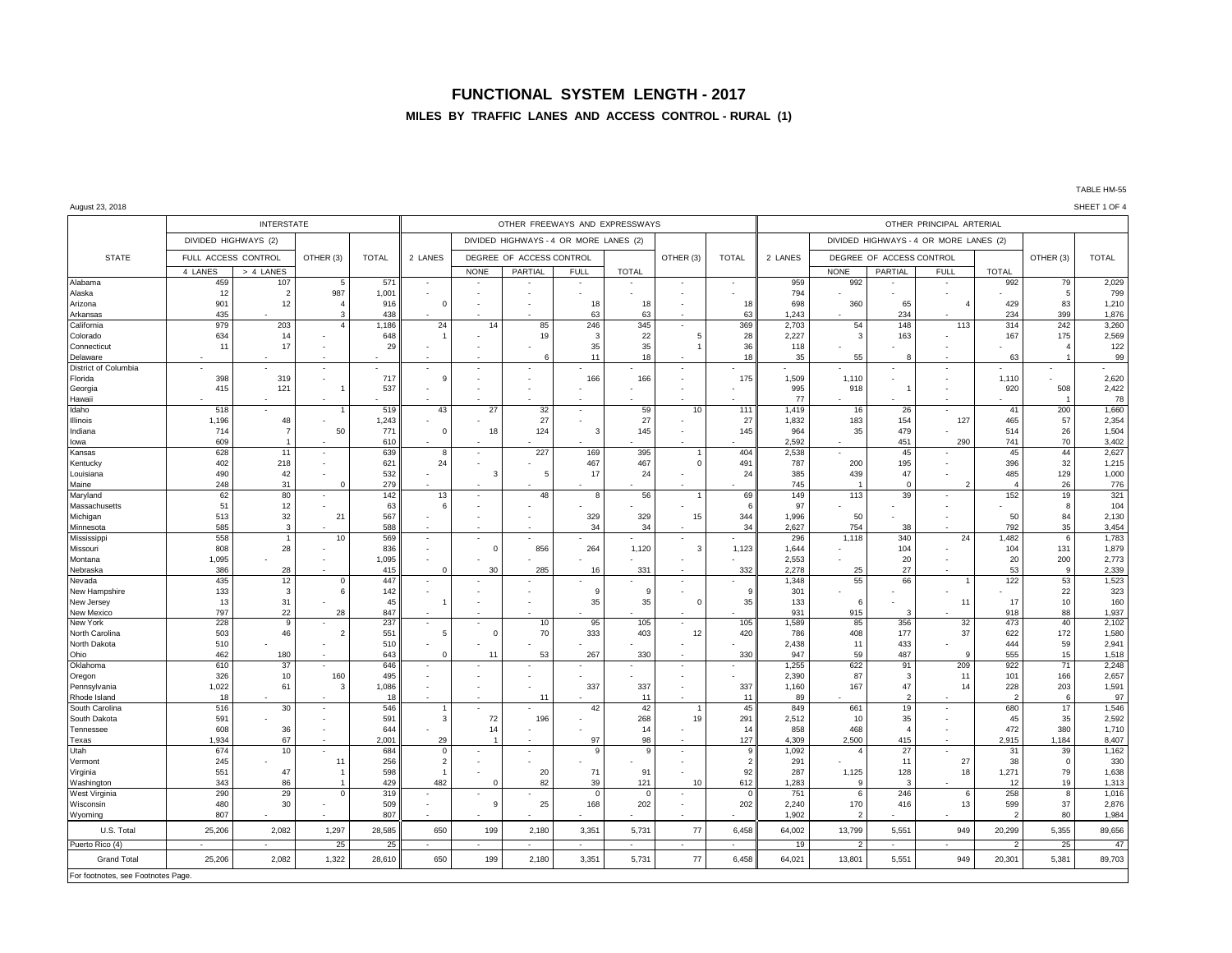# FUNCTIONAL SYSTEM LENGTH - 2017

## MILES BY TRAFFIC LANES AND ACCESS CONTROL - RURAL (1)

TABLE HM-55

August 23, 2018

SHEET 1 OF 4

| STATE | INTERSTATE | | | | OTHER FREEWAYS AND EXPRESSWAYS | | | | | | | OTHER PRINCIPAL ARTERIAL | | | | | | |
|---|---|---|---|---|---|---|---|---|---|---|---|---|---|---|---|---|---|---|
| | DIVIDED HIGHWAYS (2) | | | | | DIVIDED HIGHWAYS - 4 OR MORE LANES (2) | | | | | | | DIVIDED HIGHWAYS - 4 OR MORE LANES (2) | | | | | |
| | FULL ACCESS CONTROL | | OTHER (3) | TOTAL | 2 LANES | DEGREE OF ACCESS CONTROL | | | | OTHER (3) | TOTAL | 2 LANES | DEGREE OF ACCESS CONTROL | | | | OTHER (3) | TOTAL |
| | 4 LANES | > 4 LANES | | | | NONE | PARTIAL | FULL | TOTAL | | | | NONE | PARTIAL | FULL | TOTAL | | |
| Alabama | 459 | 107 | 5 | 571 | - | - | - | - | - | - | - | 959 | 992 | - | - | 992 | 79 | 2,029 |
| Alaska | 12 | 2 | 987 | 1,001 | - | - | - | - | - | - | - | 794 | - | - | - | - | 5 | 799 |
| Arizona | 901 | 12 | 4 | 916 | 0 | - | - | 18 | 18 | - | 18 | 698 | 360 | 65 | 4 | 429 | 83 | 1,210 |
| Arkansas | 435 | - | 3 | 438 | - | - | - | 63 | 63 | - | 63 | 1,243 | - | 234 | - | 234 | 399 | 1,876 |
| California | 979 | 203 | 4 | 1,186 | 24 | 14 | 85 | 246 | 345 | - | 369 | 2,703 | 54 | 148 | 113 | 314 | 242 | 3,260 |
| Colorado | 634 | 14 | - | 648 | 1 | - | 19 | 3 | 22 | 5 | 28 | 2,227 | 3 | 163 | - | 167 | 175 | 2,569 |
| Connecticut | 11 | 17 | - | 29 | - | - | - | 35 | 35 | 1 | 36 | 118 | - | - | - | - | 4 | 122 |
| Delaware | - | - | - | - | - | - | 6 | 11 | 18 | - | 18 | 35 | 55 | 8 | - | 63 | 1 | 99 |
| District of Columbia | - | - | - | - | - | - | - | - | - | - | - | - | - | - | - | - | - | - |
| Florida | 398 | 319 | - | 717 | 9 | - | - | 166 | 166 | - | 175 | 1,509 | 1,110 | - | - | 1,110 | - | 2,620 |
| Georgia | 415 | 121 | 1 | 537 | - | - | - | - | - | - | - | 995 | 918 | 1 | - | 920 | 508 | 2,422 |
| Hawaii | - | - | - | - | - | - | - | - | - | - | - | 77 | - | - | - | - | 1 | 78 |
| Idaho | 518 | - | 1 | 519 | 43 | 27 | 32 | - | 59 | 10 | 111 | 1,419 | 16 | 26 | - | 41 | 200 | 1,660 |
| Illinois | 1,196 | 48 | - | 1,243 | - | - | 27 | - | 27 | - | 27 | 1,832 | 183 | 154 | 127 | 465 | 57 | 2,354 |
| Indiana | 714 | 7 | 50 | 771 | 0 | 18 | 124 | 3 | 145 | - | 145 | 964 | 35 | 479 | - | 514 | 26 | 1,504 |
| Iowa | 609 | 1 | - | 610 | - | - | - | - | - | - | - | 2,592 | - | 451 | 290 | 741 | 70 | 3,402 |
| Kansas | 628 | 11 | - | 639 | 8 | - | 227 | 169 | 395 | 1 | 404 | 2,538 | - | 45 | - | 45 | 44 | 2,627 |
| Kentucky | 402 | 218 | - | 621 | 24 | - | - | 467 | 467 | 0 | 491 | 787 | 200 | 195 | - | 396 | 32 | 1,215 |
| Louisiana | 490 | 42 | - | 532 | - | 3 | 5 | 17 | 24 | - | 24 | 385 | 439 | 47 | - | 485 | 129 | 1,000 |
| Maine | 248 | 31 | 0 | 279 | - | - | - | - | - | - | - | 745 | 1 | 0 | 2 | 4 | 26 | 776 |
| Maryland | 62 | 80 | - | 142 | 13 | - | 48 | 8 | 56 | 1 | 69 | 149 | 113 | 39 | - | 152 | 19 | 321 |
| Massachusetts | 51 | 12 | - | 63 | 6 | - | - | - | - | - | 6 | 97 | - | - | - | - | 8 | 104 |
| Michigan | 513 | 32 | 21 | 567 | - | - | - | 329 | 329 | 15 | 344 | 1,996 | 50 | - | - | 50 | 84 | 2,130 |
| Minnesota | 585 | 3 | - | 588 | - | - | - | 34 | 34 | - | 34 | 2,627 | 754 | 38 | - | 792 | 35 | 3,454 |
| Mississippi | 558 | 1 | 10 | 569 | - | - | - | - | - | - | - | 296 | 1,118 | 340 | 24 | 1,482 | 6 | 1,783 |
| Missouri | 808 | 28 | - | 836 | - | 0 | 856 | 264 | 1,120 | 3 | 1,123 | 1,644 | - | 104 | - | 104 | 131 | 1,879 |
| Montana | 1,095 | - | - | 1,095 | - | - | - | - | - | - | - | 2,553 | - | 20 | - | 20 | 200 | 2,773 |
| Nebraska | 386 | 28 | - | 415 | 0 | 30 | 285 | 16 | 331 | - | 332 | 2,278 | 25 | 27 | - | 53 | 9 | 2,339 |
| Nevada | 435 | 12 | 0 | 447 | - | - | - | - | - | - | - | 1,348 | 55 | 66 | 1 | 122 | 53 | 1,523 |
| New Hampshire | 133 | 3 | 6 | 142 | - | - | - | 9 | 9 | - | 9 | 301 | - | - | - | - | 22 | 323 |
| New Jersey | 13 | 31 | - | 45 | 1 | - | - | 35 | 35 | 0 | 35 | 133 | 6 | - | 11 | 17 | 10 | 160 |
| New Mexico | 797 | 22 | 28 | 847 | - | - | - | - | - | - | - | 931 | 915 | 3 | - | 918 | 88 | 1,937 |
| New York | 228 | 9 | - | 237 | - | - | 10 | 95 | 105 | - | 105 | 1,589 | 85 | 356 | 32 | 473 | 40 | 2,102 |
| North Carolina | 503 | 46 | 2 | 551 | 5 | 0 | 70 | 333 | 403 | 12 | 420 | 786 | 408 | 177 | 37 | 622 | 172 | 1,580 |
| North Dakota | 510 | - | - | 510 | - | - | - | - | - | - | - | 2,438 | 11 | 433 | - | 444 | 59 | 2,941 |
| Ohio | 462 | 180 | - | 643 | 0 | 11 | 53 | 267 | 330 | - | 330 | 947 | 59 | 487 | 9 | 555 | 15 | 1,518 |
| Oklahoma | 610 | 37 | - | 646 | - | - | - | - | - | - | - | 1,255 | 622 | 91 | 209 | 922 | 71 | 2,248 |
| Oregon | 326 | 10 | 160 | 495 | - | - | - | - | - | - | - | 2,390 | 87 | 3 | 11 | 101 | 166 | 2,657 |
| Pennsylvania | 1,022 | 61 | 3 | 1,086 | - | - | - | 337 | 337 | - | 337 | 1,160 | 167 | 47 | 14 | 228 | 203 | 1,591 |
| Rhode Island | 18 | - | - | 18 | - | - | 11 | - | 11 | - | 11 | 89 | - | 2 | - | 2 | 6 | 97 |
| South Carolina | 516 | 30 | - | 546 | 1 | - | - | 42 | 42 | 1 | 45 | 849 | 661 | 19 | - | 680 | 17 | 1,546 |
| South Dakota | 591 | - | - | 591 | 3 | 72 | 196 | - | 268 | 19 | 291 | 2,512 | 10 | 35 | - | 45 | 35 | 2,592 |
| Tennessee | 608 | 36 | - | 644 | - | 14 | - | - | 14 | - | 14 | 858 | 468 | 4 | - | 472 | 380 | 1,710 |
| Texas | 1,934 | 67 | - | 2,001 | 29 | 1 | - | 97 | 98 | - | 127 | 4,309 | 2,500 | 415 | - | 2,915 | 1,184 | 8,407 |
| Utah | 674 | 10 | - | 684 | 0 | - | - | 9 | 9 | - | 9 | 1,092 | 4 | 27 | - | 31 | 39 | 1,162 |
| Vermont | 245 | - | 11 | 256 | 2 | - | - | - | - | - | 2 | 291 | - | 11 | 27 | 38 | 0 | 330 |
| Virginia | 551 | 47 | 1 | 598 | 1 | - | 20 | 71 | 91 | - | 92 | 287 | 1,125 | 128 | 18 | 1,271 | 79 | 1,638 |
| Washington | 343 | 86 | 1 | 429 | 482 | 0 | 82 | 39 | 121 | 10 | 612 | 1,283 | 9 | 3 | - | 12 | 19 | 1,313 |
| West Virginia | 290 | 29 | 0 | 319 | - | - | - | 0 | 0 | - | 0 | 751 | 6 | 246 | 6 | 258 | 8 | 1,016 |
| Wisconsin | 480 | 30 | - | 509 | - | 9 | 25 | 168 | 202 | - | 202 | 2,240 | 170 | 416 | 13 | 599 | 37 | 2,876 |
| Wyoming | 807 | - | - | 807 | - | - | - | - | - | - | - | 1,902 | 2 | - | - | 2 | 80 | 1,984 |
| U.S. Total | 25,206 | 2,082 | 1,297 | 28,585 | 650 | 199 | 2,180 | 3,351 | 5,731 | 77 | 6,458 | 64,002 | 13,799 | 5,551 | 949 | 20,299 | 5,355 | 89,656 |
| Puerto Rico (4) | - | - | 25 | 25 | - | - | - | - | - | - | - | 19 | 2 | - | - | 2 | 25 | 47 |
| Grand Total | 25,206 | 2,082 | 1,322 | 28,610 | 650 | 199 | 2,180 | 3,351 | 5,731 | 77 | 6,458 | 64,021 | 13,801 | 5,551 | 949 | 20,301 | 5,381 | 89,703 |

For footnotes, see Footnotes Page.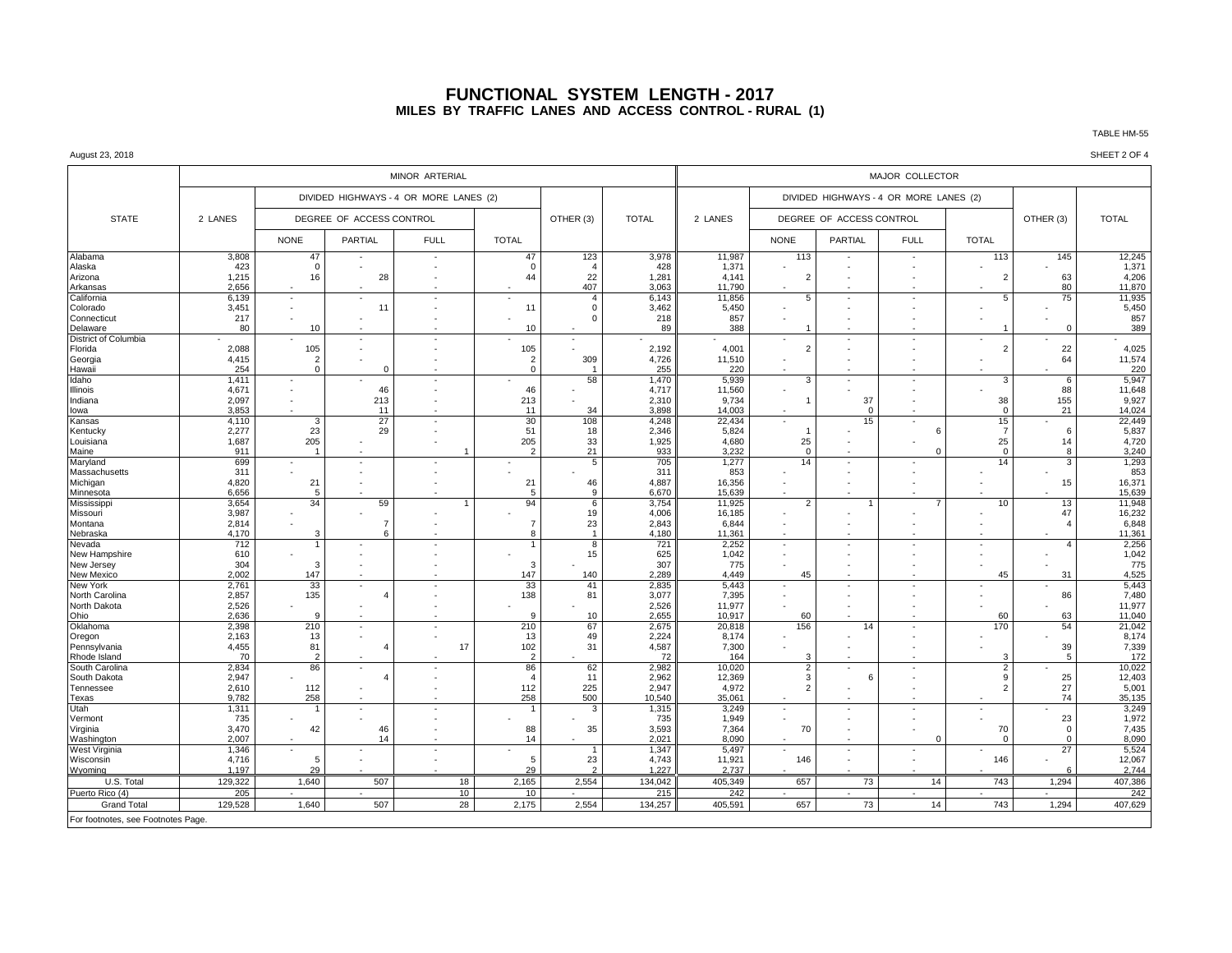# FUNCTIONAL SYSTEM LENGTH - 2017

## MILES BY TRAFFIC LANES AND ACCESS CONTROL - RURAL (1)

TABLE HM-55

August 23, 2018

SHEET 2 OF 4

| STATE | MINOR ARTERIAL | | | | | | | MAJOR COLLECTOR | | | | | | |
|---|---|---|---|---|---|---|---|---|---|---|---|---|---|---|
| | 2 LANES | DIVIDED HIGHWAYS - 4 OR MORE LANES (2) | | | | OTHER (3) | TOTAL | 2 LANES | DIVIDED HIGHWAYS - 4 OR MORE LANES (2) | | | | OTHER (3) | TOTAL |
| | | DEGREE OF ACCESS CONTROL | | | TOTAL | | | | DEGREE OF ACCESS CONTROL | | | TOTAL | | |
| | | NONE | PARTIAL | FULL | | | | | NONE | PARTIAL | FULL | | | |
| Alabama | 3,808 | 47 | - | - | 47 | 123 | 3,978 | 11,987 | 113 | - | - | 113 | 145 | 12,245 |
| Alaska | 423 | 0 | - | - | 0 | 4 | 428 | 1,371 | - | - | - | - | - | 1,371 |
| Arizona | 1,215 | 16 | 28 | - | 44 | 22 | 1,281 | 4,141 | 2 | - | - | 2 | 63 | 4,206 |
| Arkansas | 2,656 | - | - | - | - | 407 | 3,063 | 11,790 | - | - | - | - | 80 | 11,870 |
| California | 6,139 | - | - | - | - | 4 | 6,143 | 11,856 | 5 | - | - | 5 | 75 | 11,935 |
| Colorado | 3,451 | - | 11 | - | 11 | 0 | 3,462 | 5,450 | - | - | - | - | - | 5,450 |
| Connecticut | 217 | - | - | - | - | 0 | 218 | 857 | - | - | - | - | - | 857 |
| Delaware | 80 | 10 | - | - | 10 | - | 89 | 388 | 1 | - | - | 1 | 0 | 389 |
| District of Columbia | - | - | - | - | - | - | - | - | - | - | - | - | - | - |
| Florida | 2,088 | 105 | - | - | 105 | - | 2,192 | 4,001 | 2 | - | - | 2 | 22 | 4,025 |
| Georgia | 4,415 | 2 | - | - | 2 | 309 | 4,726 | 11,510 | - | - | - | - | 64 | 11,574 |
| Hawaii | 254 | 0 | 0 | - | 0 | 1 | 255 | 220 | - | - | - | - | - | 220 |
| Idaho | 1,411 | - | - | - | - | 58 | 1,470 | 5,939 | 3 | - | - | 3 | 6 | 5,947 |
| Illinois | 4,671 | - | 46 | - | 46 | - | 4,717 | 11,560 | - | - | - | - | 88 | 11,648 |
| Indiana | 2,097 | - | 213 | - | 213 | - | 2,310 | 9,734 | 1 | 37 | - | 38 | 155 | 9,927 |
| Iowa | 3,853 | - | 11 | - | 11 | 34 | 3,898 | 14,003 | - | 0 | - | 0 | 21 | 14,024 |
| Kansas | 4,110 | 3 | 27 | - | 30 | 108 | 4,248 | 22,434 | - | 15 | - | 15 | - | 22,449 |
| Kentucky | 2,277 | 23 | 29 | - | 51 | 18 | 2,346 | 5,824 | 1 | - | 6 | 7 | 6 | 5,837 |
| Louisiana | 1,687 | 205 | - | - | 205 | 33 | 1,925 | 4,680 | 25 | - | - | 25 | 14 | 4,720 |
| Maine | 911 | 1 | - | 1 | 2 | 21 | 933 | 3,232 | 0 | - | 0 | 0 | 8 | 3,240 |
| Maryland | 699 | - | - | - | - | 5 | 705 | 1,277 | 14 | - | - | 14 | 3 | 1,293 |
| Massachusetts | 311 | - | - | - | - | - | 311 | 853 | - | - | - | - | - | 853 |
| Michigan | 4,820 | 21 | - | - | 21 | 46 | 4,887 | 16,356 | - | - | - | - | 15 | 16,371 |
| Minnesota | 6,656 | 5 | - | - | 5 | 9 | 6,670 | 15,639 | - | - | - | - | - | 15,639 |
| Mississippi | 3,654 | 34 | 59 | 1 | 94 | 6 | 3,754 | 11,925 | 2 | 1 | 7 | 10 | 13 | 11,948 |
| Missouri | 3,987 | - | - | - | - | 19 | 4,006 | 16,185 | - | - | - | - | 47 | 16,232 |
| Montana | 2,814 | - | 7 | - | 7 | 23 | 2,843 | 6,844 | - | - | - | - | 4 | 6,848 |
| Nebraska | 4,170 | 3 | 6 | - | 8 | 1 | 4,180 | 11,361 | - | - | - | - | - | 11,361 |
| Nevada | 712 | 1 | - | - | 1 | 8 | 721 | 2,252 | - | - | - | - | 4 | 2,256 |
| New Hampshire | 610 | - | - | - | - | 15 | 625 | 1,042 | - | - | - | - | - | 1,042 |
| New Jersey | 304 | 3 | - | - | 3 | - | 307 | 775 | - | - | - | - | - | 775 |
| New Mexico | 2,002 | 147 | - | - | 147 | 140 | 2,289 | 4,449 | 45 | - | - | 45 | 31 | 4,525 |
| New York | 2,761 | 33 | - | - | 33 | 41 | 2,835 | 5,443 | - | - | - | - | - | 5,443 |
| North Carolina | 2,857 | 135 | 4 | - | 138 | 81 | 3,077 | 7,395 | - | - | - | - | 86 | 7,480 |
| North Dakota | 2,526 | - | - | - | - | - | 2,526 | 11,977 | - | - | - | - | - | 11,977 |
| Ohio | 2,636 | 9 | - | - | 9 | 10 | 2,655 | 10,917 | 60 | - | - | 60 | 63 | 11,040 |
| Oklahoma | 2,398 | 210 | - | - | 210 | 67 | 2,675 | 20,818 | 156 | 14 | - | 170 | 54 | 21,042 |
| Oregon | 2,163 | 13 | - | - | 13 | 49 | 2,224 | 8,174 | - | - | - | - | - | 8,174 |
| Pennsylvania | 4,455 | 81 | 4 | 17 | 102 | 31 | 4,587 | 7,300 | - | - | - | - | 39 | 7,339 |
| Rhode Island | 70 | 2 | - | - | 2 | - | 72 | 164 | 3 | - | - | 3 | 5 | 172 |
| South Carolina | 2,834 | 86 | - | - | 86 | 62 | 2,982 | 10,020 | 2 | - | - | 2 | - | 10,022 |
| South Dakota | 2,947 | - | 4 | - | 4 | 11 | 2,962 | 12,369 | 3 | 6 | - | 9 | 25 | 12,403 |
| Tennessee | 2,610 | 112 | - | - | 112 | 225 | 2,947 | 4,972 | 2 | - | - | 2 | 27 | 5,001 |
| Texas | 9,782 | 258 | - | - | 258 | 500 | 10,540 | 35,061 | - | - | - | - | 74 | 35,135 |
| Utah | 1,311 | 1 | - | - | 1 | 3 | 1,315 | 3,249 | - | - | - | - | - | 3,249 |
| Vermont | 735 | - | - | - | - | - | 735 | 1,949 | - | - | - | - | 23 | 1,972 |
| Virginia | 3,470 | 42 | 46 | - | 88 | 35 | 3,593 | 7,364 | 70 | - | - | 70 | 0 | 7,435 |
| Washington | 2,007 | - | 14 | - | 14 | - | 2,021 | 8,090 | - | - | 0 | 0 | 0 | 8,090 |
| West Virginia | 1,346 | - | - | - | - | 1 | 1,347 | 5,497 | - | - | - | - | 27 | 5,524 |
| Wisconsin | 4,716 | 5 | - | - | 5 | 23 | 4,743 | 11,921 | 146 | - | - | 146 | - | 12,067 |
| Wyoming | 1,197 | 29 | - | - | 29 | 2 | 1,227 | 2,737 | - | - | - | - | 6 | 2,744 |
| U.S. Total | 129,322 | 1,640 | 507 | 18 | 2,165 | 2,554 | 134,042 | 405,349 | 657 | 73 | 14 | 743 | 1,294 | 407,386 |
| Puerto Rico (4) | 205 | - | - | 10 | 10 | - | 215 | 242 | - | - | - | - | - | 242 |
| Grand Total | 129,528 | 1,640 | 507 | 28 | 2,175 | 2,554 | 134,257 | 405,591 | 657 | 73 | 14 | 743 | 1,294 | 407,629 |

For footnotes, see Footnotes Page.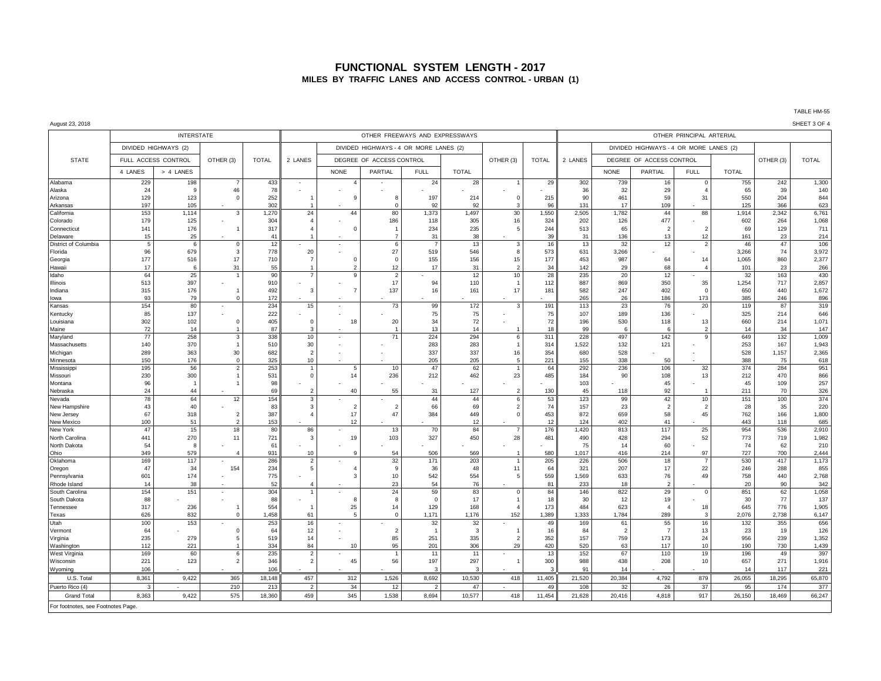# FUNCTIONAL SYSTEM LENGTH - 2017

## MILES BY TRAFFIC LANES AND ACCESS CONTROL - URBAN (1)

TABLE HM-55

August 23, 2018

SHEET 3 OF 4

| STATE | INTERSTATE | | | | OTHER FREEWAYS AND EXPRESSWAYS | | | | | | | OTHER PRINCIPAL ARTERIAL | | | | | | |
|---|---|---|---|---|---|---|---|---|---|---|---|---|---|---|---|---|---|---|
| | DIVIDED HIGHWAYS (2) | | | | | DIVIDED HIGHWAYS - 4 OR MORE LANES (2) | | | | | | | DIVIDED HIGHWAYS - 4 OR MORE LANES (2) | | | | | |
| | FULL ACCESS CONTROL | | OTHER (3) | TOTAL | 2 LANES | DEGREE OF ACCESS CONTROL | | | | OTHER (3) | TOTAL | 2 LANES | DEGREE OF ACCESS CONTROL | | | | OTHER (3) | TOTAL |
| | 4 LANES | > 4 LANES | | | | NONE | PARTIAL | FULL | TOTAL | | | | NONE | PARTIAL | FULL | TOTAL | | |
| Alabama | 229 | 198 | 7 | 433 | - | 4 | - | 24 | 28 | 1 | 29 | 302 | 739 | 16 | 0 | 755 | 242 | 1,300 |
| Alaska | 24 | 9 | 46 | 78 | - | - | - | - | - | - | - | 36 | 32 | 29 | 4 | 65 | 39 | 140 |
| Arizona | 129 | 123 | 0 | 252 | 1 | 9 | 8 | 197 | 214 | 0 | 215 | 90 | 461 | 59 | 31 | 550 | 204 | 844 |
| Arkansas | 197 | 105 | - | 302 | 1 | - | 0 | 92 | 92 | 3 | 96 | 131 | 17 | 109 | - | 125 | 366 | 623 |
| California | 153 | 1,114 | 3 | 1,270 | 24 | 44 | 80 | 1,373 | 1,497 | 30 | 1,550 | 2,505 | 1,782 | 44 | 88 | 1,914 | 2,342 | 6,761 |
| Colorado | 179 | 125 | - | 304 | 4 | - | 186 | 118 | 305 | 16 | 324 | 202 | 126 | 477 | - | 602 | 264 | 1,068 |
| Connecticut | 141 | 176 | 1 | 317 | 4 | 0 | 1 | 234 | 235 | 5 | 244 | 513 | 65 | 2 | 2 | 69 | 129 | 711 |
| Delaware | 15 | 25 | - | 41 | 1 | - | 7 | 31 | 38 | - | 39 | 31 | 136 | 13 | 12 | 161 | 23 | 214 |
| District of Columbia | 5 | 6 | 0 | 12 | - | - | 6 | 7 | 13 | 3 | 16 | 13 | 32 | 12 | 2 | 46 | 47 | 106 |
| Florida | 96 | 679 | 3 | 778 | 20 | - | 27 | 519 | 546 | 8 | 573 | 631 | 3,266 | - | - | 3,266 | 74 | 3,972 |
| Georgia | 177 | 516 | 17 | 710 | 7 | 0 | 0 | 155 | 156 | 15 | 177 | 453 | 987 | 64 | 14 | 1,065 | 860 | 2,377 |
| Hawaii | 17 | 6 | 31 | 55 | 1 | 2 | 12 | 17 | 31 | 2 | 34 | 142 | 29 | 68 | 4 | 101 | 23 | 266 |
| Idaho | 64 | 25 | 1 | 90 | 7 | 9 | 2 | - | 12 | 10 | 28 | 235 | 20 | 12 | - | 32 | 163 | 430 |
| Illinois | 513 | 397 | - | 910 | - | - | 17 | 94 | 110 | 1 | 112 | 887 | 869 | 350 | 35 | 1,254 | 717 | 2,857 |
| Indiana | 315 | 176 | 1 | 492 | 3 | 7 | 137 | 16 | 161 | 17 | 181 | 582 | 247 | 402 | 0 | 650 | 440 | 1,672 |
| Iowa | 93 | 79 | 0 | 172 | - | - | - | - | - | - | - | 265 | 26 | 186 | 173 | 385 | 246 | 896 |
| Kansas | 154 | 80 | - | 234 | 15 | - | 73 | 99 | 172 | 3 | 191 | 113 | 23 | 76 | 20 | 119 | 87 | 319 |
| Kentucky | 85 | 137 | - | 222 | - | - | - | 75 | 75 | - | 75 | 107 | 189 | 136 | - | 325 | 214 | 646 |
| Louisiana | 302 | 102 | 0 | 405 | 0 | 18 | 20 | 34 | 72 | - | 72 | 196 | 530 | 118 | 13 | 660 | 214 | 1,071 |
| Maine | 72 | 14 | 1 | 87 | 3 | - | 1 | 13 | 14 | 1 | 18 | 99 | 6 | 6 | 2 | 14 | 34 | 147 |
| Maryland | 77 | 258 | 3 | 338 | 10 | - | 71 | 224 | 294 | 6 | 311 | 228 | 497 | 142 | 9 | 649 | 132 | 1,009 |
| Massachusetts | 140 | 370 | 1 | 510 | 30 | - | - | 283 | 283 | 1 | 314 | 1,522 | 132 | 121 | - | 253 | 167 | 1,943 |
| Michigan | 289 | 363 | 30 | 682 | 2 | - | - | 337 | 337 | 16 | 354 | 680 | 528 | - | - | 528 | 1,157 | 2,365 |
| Minnesota | 150 | 176 | 0 | 325 | 10 | - | - | 205 | 205 | 5 | 221 | 155 | 338 | 50 | - | 388 | 75 | 618 |
| Mississippi | 195 | 56 | 2 | 253 | 1 | 5 | 10 | 47 | 62 | 1 | 64 | 292 | 236 | 106 | 32 | 374 | 284 | 951 |
| Missouri | 230 | 300 | 1 | 531 | 0 | 14 | 236 | 212 | 462 | 23 | 485 | 184 | 90 | 108 | 13 | 212 | 470 | 866 |
| Montana | 96 | 1 | 1 | 98 | - | - | - | - | - | - | - | 103 | - | 45 | - | 45 | 109 | 257 |
| Nebraska | 24 | 44 | - | 69 | 2 | 40 | 55 | 31 | 127 | 2 | 130 | 45 | 118 | 92 | 1 | 211 | 70 | 326 |
| Nevada | 78 | 64 | 12 | 154 | 3 | - | - | 44 | 44 | 6 | 53 | 123 | 99 | 42 | 10 | 151 | 100 | 374 |
| New Hampshire | 43 | 40 | - | 83 | 3 | 2 | 2 | 66 | 69 | 2 | 74 | 157 | 23 | 2 | 2 | 28 | 35 | 220 |
| New Jersey | 67 | 318 | 2 | 387 | 4 | 17 | 47 | 384 | 449 | 0 | 453 | 872 | 659 | 58 | 45 | 762 | 166 | 1,800 |
| New Mexico | 100 | 51 | 2 | 153 | - | 12 | - | - | 12 | - | 12 | 124 | 402 | 41 | - | 443 | 118 | 685 |
| New York | 47 | 15 | 18 | 80 | 86 | - | 13 | 70 | 84 | 7 | 176 | 1,420 | 813 | 117 | 25 | 954 | 536 | 2,910 |
| North Carolina | 441 | 270 | 11 | 721 | 3 | 19 | 103 | 327 | 450 | 28 | 481 | 490 | 428 | 294 | 52 | 773 | 719 | 1,982 |
| North Dakota | 54 | 8 | - | 61 | - | - | - | - | - | - | - | 75 | 14 | 60 | - | 74 | 62 | 210 |
| Ohio | 349 | 579 | 4 | 931 | 10 | 9 | 54 | 506 | 569 | 1 | 580 | 1,017 | 416 | 214 | 97 | 727 | 700 | 2,444 |
| Oklahoma | 169 | 117 | - | 286 | 2 | - | 32 | 171 | 203 | 1 | 205 | 226 | 506 | 18 | 7 | 530 | 417 | 1,173 |
| Oregon | 47 | 34 | 154 | 234 | 5 | 4 | 9 | 36 | 48 | 11 | 64 | 321 | 207 | 17 | 22 | 246 | 288 | 855 |
| Pennsylvania | 601 | 174 | - | 775 | - | 3 | 10 | 542 | 554 | 5 | 559 | 1,569 | 633 | 76 | 49 | 758 | 440 | 2,768 |
| Rhode Island | 14 | 38 | - | 52 | 4 | - | 23 | 54 | 76 | - | 81 | 233 | 18 | 2 | - | 20 | 90 | 342 |
| South Carolina | 154 | 151 | - | 304 | 1 | - | 24 | 59 | 83 | 0 | 84 | 146 | 822 | 29 | 0 | 851 | 62 | 1,058 |
| South Dakota | 88 | - | - | 88 | - | 8 | 8 | 0 | 17 | 1 | 18 | 30 | 12 | 19 | - | 30 | 77 | 137 |
| Tennessee | 317 | 236 | 1 | 554 | 1 | 25 | 14 | 129 | 168 | 4 | 173 | 484 | 623 | 4 | 18 | 645 | 776 | 1,905 |
| Texas | 626 | 832 | 0 | 1,458 | 61 | 5 | 0 | 1,171 | 1,176 | 152 | 1,389 | 1,333 | 1,784 | 289 | 3 | 2,076 | 2,738 | 6,147 |
| Utah | 100 | 153 | - | 253 | 16 | - | - | 32 | 32 | - | 49 | 169 | 61 | 55 | 16 | 132 | 355 | 656 |
| Vermont | 64 | - | 0 | 64 | 12 | - | 2 | 1 | 3 | 1 | 16 | 84 | 2 | 7 | 13 | 23 | 19 | 126 |
| Virginia | 235 | 279 | 5 | 519 | 14 | - | 85 | 251 | 335 | 2 | 352 | 157 | 759 | 173 | 24 | 956 | 239 | 1,352 |
| Washington | 112 | 221 | 1 | 334 | 84 | 10 | 95 | 201 | 306 | 29 | 420 | 520 | 63 | 117 | 10 | 190 | 730 | 1,439 |
| West Virginia | 169 | 60 | 6 | 235 | 2 | - | 1 | 11 | 11 | - | 13 | 152 | 67 | 110 | 19 | 196 | 49 | 397 |
| Wisconsin | 221 | 123 | 2 | 346 | 2 | 45 | 56 | 197 | 297 | 1 | 300 | 988 | 438 | 208 | 10 | 657 | 271 | 1,916 |
| Wyoming | 106 | - | - | 106 | - | - | - | 3 | 3 | - | 3 | 91 | 14 | - | - | 14 | 117 | 221 |
| U.S. Total | 8,361 | 9,422 | 365 | 18,148 | 457 | 312 | 1,526 | 8,692 | 10,530 | 418 | 11,405 | 21,520 | 20,384 | 4,792 | 879 | 26,055 | 18,295 | 65,870 |
| Puerto Rico (4) | 3 | - | 210 | 213 | 2 | 34 | 12 | 2 | 47 | - | 49 | 108 | 32 | 26 | 37 | 95 | 174 | 377 |
| Grand Total | 8,363 | 9,422 | 575 | 18,360 | 459 | 345 | 1,538 | 8,694 | 10,577 | 418 | 11,454 | 21,628 | 20,416 | 4,818 | 917 | 26,150 | 18,469 | 66,247 |

For footnotes, see Footnotes Page.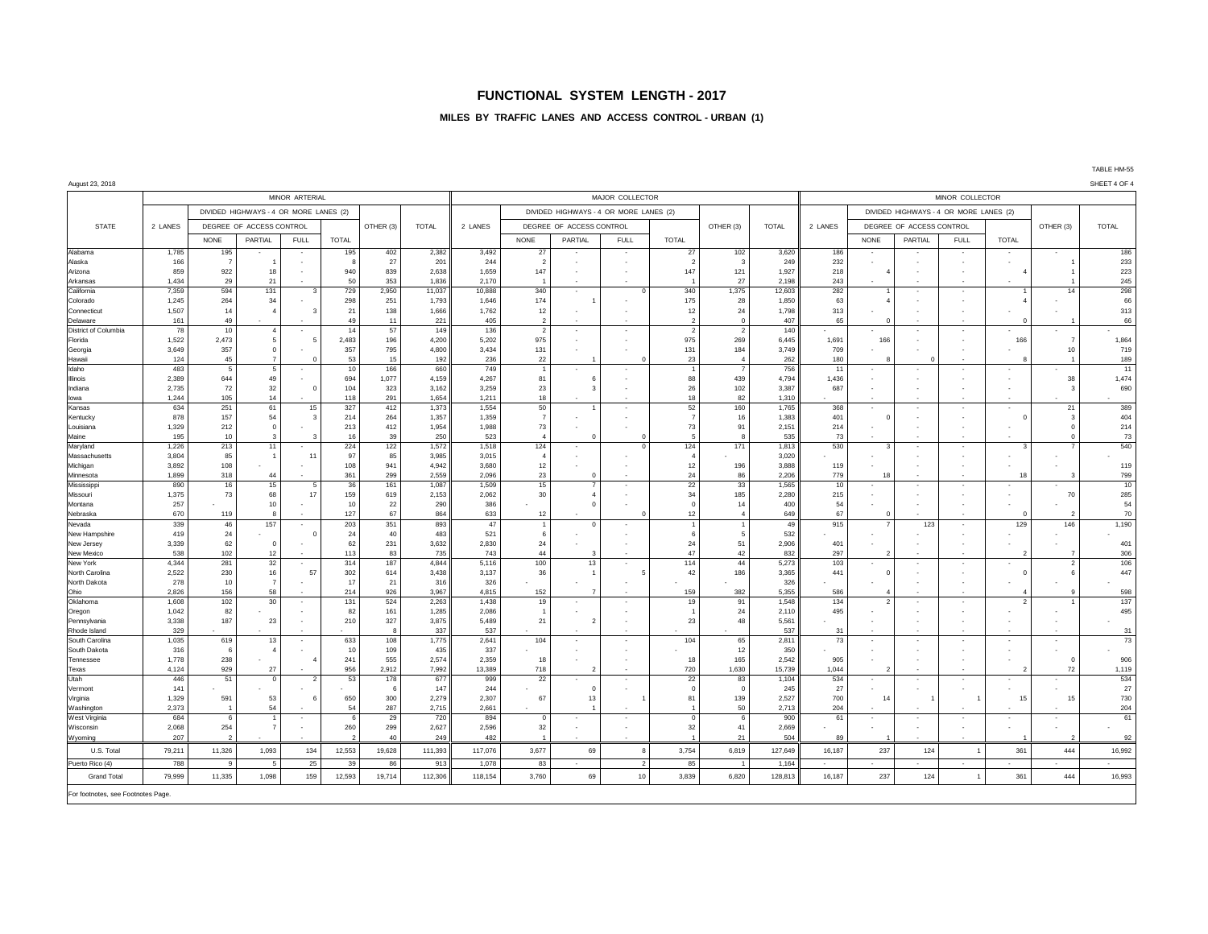# FUNCTIONAL SYSTEM LENGTH - 2017

## MILES BY TRAFFIC LANES AND ACCESS CONTROL - URBAN (1)

TABLE HM-55

August 23, 2018

SHEET 4 OF 4

| STATE | MINOR ARTERIAL | | | | | | | | MAJOR COLLECTOR | | | | | | | | MINOR COLLECTOR | | | | | | | |
|---|---|---|---|---|---|---|---|---|---|---|---|---|---|---|---|---|---|---|---|---|---|---|---|---|
| | 2 LANES | DIVIDED HIGHWAYS - 4 OR MORE LANES (2) | | | | OTHER (3) | TOTAL | | 2 LANES | DIVIDED HIGHWAYS - 4 OR MORE LANES (2) | | | | OTHER (3) | TOTAL | | 2 LANES | DIVIDED HIGHWAYS - 4 OR MORE LANES (2) | | | | OTHER (3) | TOTAL |
| | | DEGREE OF ACCESS CONTROL | | | | | | | | DEGREE OF ACCESS CONTROL | | | | | | | | DEGREE OF ACCESS CONTROL | | | | | |
| | | NONE | PARTIAL | FULL | TOTAL | | | | NONE | PARTIAL | FULL | TOTAL | | | | | NONE | PARTIAL | FULL | TOTAL | | |
| Alabama | 1,785 | 195 | - | - | 195 | 402 | 2,382 | 3,492 | 27 | - | - | 27 | 102 | 3,620 | 186 | - | - | - | - | - | 186 |
| Alaska | 166 | 7 | 1 | - | 8 | 27 | 201 | 244 | 2 | - | - | 2 | 3 | 249 | 232 | - | - | - | - | 1 | 233 |
| Arizona | 859 | 922 | 18 | - | 940 | 839 | 2,638 | 1,659 | 147 | - | - | 147 | 121 | 1,927 | 218 | 4 | - | - | 4 | 1 | 223 |
| Arkansas | 1,434 | 29 | 21 | - | 50 | 353 | 1,836 | 2,170 | 1 | - | - | 1 | 27 | 2,198 | 243 | - | - | - | - | 1 | 245 |
| California | 7,359 | 594 | 131 | 3 | 729 | 2,950 | 11,037 | 10,888 | 340 | - | 0 | 340 | 1,375 | 12,603 | 282 | 1 | - | - | 1 | 14 | 298 |
| Colorado | 1,245 | 264 | 34 | - | 298 | 251 | 1,793 | 1,646 | 174 | 1 | - | 175 | 28 | 1,850 | 63 | 4 | - | - | 4 | - | 66 |
| Connecticut | 1,507 | 14 | 4 | 3 | 21 | 138 | 1,666 | 1,762 | 12 | - | - | 12 | 24 | 1,798 | 313 | - | - | - | - | - | 313 |
| Delaware | 161 | 49 | - | - | 49 | 11 | 221 | 405 | 2 | - | - | 2 | 0 | 407 | 65 | 0 | - | - | 0 | 1 | 66 |
| District of Columbia | 78 | 10 | 4 | - | 14 | 57 | 149 | 136 | 2 | - | - | 2 | 2 | 140 | - | - | - | - | - | - | - |
| Florida | 1,522 | 2,473 | 5 | 5 | 2,483 | 196 | 4,200 | 5,202 | 975 | - | - | 975 | 269 | 6,445 | 1,691 | 166 | - | - | 166 | 7 | 1,864 |
| Georgia | 3,649 | 357 | 0 | - | 357 | 795 | 4,800 | 3,434 | 131 | - | - | 131 | 184 | 3,749 | 709 | - | - | - | - | 10 | 719 |
| Hawaii | 124 | 45 | 7 | 0 | 53 | 15 | 192 | 236 | 22 | 1 | 0 | 23 | 4 | 262 | 180 | 8 | 0 | - | 8 | 1 | 189 |
| Idaho | 483 | 5 | 5 | - | 10 | 166 | 660 | 749 | 1 | - | - | 1 | 7 | 756 | 11 | - | - | - | - | - | 11 |
| Illinois | 2,389 | 644 | 49 | - | 694 | 1,077 | 4,159 | 4,267 | 81 | 6 | - | 88 | 439 | 4,794 | 1,436 | - | - | - | - | 38 | 1,474 |
| Indiana | 2,735 | 72 | 32 | 0 | 104 | 323 | 3,162 | 3,259 | 23 | 3 | - | 26 | 102 | 3,387 | 687 | - | - | - | - | 3 | 690 |
| Iowa | 1,244 | 105 | 14 | - | 118 | 291 | 1,654 | 1,211 | 18 | - | - | 18 | 82 | 1,310 | - | - | - | - | - | - | - |
| Kansas | 634 | 251 | 61 | 15 | 327 | 412 | 1,373 | 1,554 | 50 | 1 | - | 52 | 160 | 1,765 | 368 | - | - | - | - | 21 | 389 |
| Kentucky | 878 | 157 | 54 | 3 | 214 | 264 | 1,357 | 1,359 | 7 | - | - | 7 | 16 | 1,383 | 401 | 0 | - | - | 0 | 3 | 404 |
| Louisiana | 1,329 | 212 | 0 | - | 213 | 412 | 1,954 | 1,988 | 73 | - | - | 73 | 91 | 2,151 | 214 | - | - | - | - | 0 | 214 |
| Maine | 195 | 10 | 3 | 3 | 16 | 39 | 250 | 523 | 4 | 0 | 0 | 5 | 8 | 535 | 73 | - | - | - | - | 0 | 73 |
| Maryland | 1,226 | 213 | 11 | - | 224 | 122 | 1,572 | 1,518 | 124 | - | 0 | 124 | 171 | 1,813 | 530 | 3 | - | - | 3 | 7 | 540 |
| Massachusetts | 3,804 | 85 | 1 | 11 | 97 | 85 | 3,985 | 3,015 | 4 | - | - | 4 | - | 3,020 | - | - | - | - | - | - | - |
| Michigan | 3,892 | 108 | - | - | 108 | 941 | 4,942 | 3,680 | 12 | - | - | 12 | 196 | 3,888 | 119 | - | - | - | - | - | 119 |
| Minnesota | 1,899 | 318 | 44 | - | 361 | 299 | 2,559 | 2,096 | 23 | 0 | - | 24 | 86 | 2,206 | 779 | 18 | - | - | 18 | 3 | 799 |
| Mississippi | 890 | 16 | 15 | 5 | 36 | 161 | 1,087 | 1,509 | 15 | 7 | - | 22 | 33 | 1,565 | 10 | - | - | - | - | - | 10 |
| Missouri | 1,375 | 73 | 68 | 17 | 159 | 619 | 2,153 | 2,062 | 30 | 4 | - | 34 | 185 | 2,280 | 215 | - | - | - | - | 70 | 285 |
| Montana | 257 | - | 10 | - | 10 | 22 | 290 | 386 | - | 0 | - | 0 | 14 | 400 | 54 | - | - | - | - | - | 54 |
| Nebraska | 670 | 119 | 8 | - | 127 | 67 | 864 | 633 | 12 | - | 0 | 12 | 4 | 649 | 67 | 0 | - | - | 0 | 2 | 70 |
| Nevada | 339 | 46 | 157 | - | 203 | 351 | 893 | 47 | 1 | 0 | - | 1 | 1 | 49 | 915 | 7 | 123 | - | 129 | 146 | 1,190 |
| New Hampshire | 419 | 24 | - | 0 | 24 | 40 | 483 | 521 | 6 | - | - | 6 | 5 | 532 | - | - | - | - | - | - | - |
| New Jersey | 3,339 | 62 | 0 | - | 62 | 231 | 3,632 | 2,830 | 24 | - | - | 24 | 51 | 2,906 | 401 | - | - | - | - | - | 401 |
| New Mexico | 538 | 102 | 12 | - | 113 | 83 | 735 | 743 | 44 | 3 | - | 47 | 42 | 832 | 297 | 2 | - | - | 2 | 7 | 306 |
| New York | 4,344 | 281 | 32 | - | 314 | 187 | 4,844 | 5,116 | 100 | 13 | - | 114 | 44 | 5,273 | 103 | - | - | - | - | 2 | 106 |
| North Carolina | 2,522 | 230 | 16 | 57 | 302 | 614 | 3,438 | 3,137 | 36 | 1 | 5 | 42 | 186 | 3,365 | 441 | 0 | - | - | 0 | 6 | 447 |
| North Dakota | 278 | 10 | 7 | - | 17 | 21 | 316 | 326 | - | - | - | - | - | 326 | - | - | - | - | - | - | - |
| Ohio | 2,826 | 156 | 58 | - | 214 | 926 | 3,967 | 4,815 | 152 | 7 | - | 159 | 382 | 5,355 | 586 | 4 | - | - | 4 | 9 | 598 |
| Oklahoma | 1,608 | 102 | 30 | - | 131 | 524 | 2,263 | 1,438 | 19 | - | - | 19 | 91 | 1,548 | 134 | 2 | - | - | 2 | 1 | 137 |
| Oregon | 1,042 | 82 | - | - | 82 | 161 | 1,285 | 2,086 | 1 | - | - | 1 | 24 | 2,110 | 495 | - | - | - | - | - | 495 |
| Pennsylvania | 3,338 | 187 | 23 | - | 210 | 327 | 3,875 | 5,489 | 21 | 2 | - | 23 | 48 | 5,561 | - | - | - | - | - | - | - |
| Rhode Island | 329 | - | - | - | - | 8 | 337 | 537 | - | - | - | - | - | 537 | 31 | - | - | - | - | - | 31 |
| South Carolina | 1,035 | 619 | 13 | - | 633 | 108 | 1,775 | 2,641 | 104 | - | - | 104 | 65 | 2,811 | 73 | - | - | - | - | - | 73 |
| South Dakota | 316 | 6 | 4 | - | 10 | 109 | 435 | 337 | - | - | - | - | 12 | 350 | - | - | - | - | - | - | - |
| Tennessee | 1,778 | 238 | - | 4 | 241 | 555 | 2,574 | 2,359 | 18 | - | - | 18 | 165 | 2,542 | 905 | - | - | - | - | 0 | 906 |
| Texas | 4,124 | 929 | 27 | - | 956 | 2,912 | 7,992 | 13,389 | 718 | 2 | - | 720 | 1,630 | 15,739 | 1,044 | 2 | - | - | 2 | 72 | 1,119 |
| Utah | 446 | 51 | 0 | 2 | 53 | 178 | 677 | 999 | 22 | - | - | 22 | 83 | 1,104 | 534 | - | - | - | - | - | 534 |
| Vermont | 141 | - | - | - | - | 6 | 147 | 244 | - | 0 | - | 0 | 0 | 245 | 27 | - | - | - | - | - | 27 |
| Virginia | 1,329 | 591 | 53 | 6 | 650 | 300 | 2,279 | 2,307 | 67 | 13 | 1 | 81 | 139 | 2,527 | 700 | 14 | 1 | 1 | 15 | 15 | 730 |
| Washington | 2,373 | 1 | 54 | - | 54 | 287 | 2,715 | 2,661 | - | 1 | - | 1 | 50 | 2,713 | 204 | - | - | - | - | - | 204 |
| West Virginia | 684 | 6 | 1 | - | 6 | 29 | 720 | 894 | 0 | - | - | 0 | 6 | 900 | 61 | - | - | - | - | - | 61 |
| Wisconsin | 2,068 | 254 | 7 | - | 260 | 299 | 2,627 | 2,596 | 32 | - | - | 32 | 41 | 2,669 | - | - | - | - | - | - | - |
| Wyoming | 207 | 2 | - | - | 2 | 40 | 249 | 482 | 1 | - | - | 1 | 21 | 504 | 89 | 1 | - | - | 1 | 2 | 92 |
| U.S. Total | 79,211 | 11,326 | 1,093 | 134 | 12,553 | 19,628 | 111,393 | 117,076 | 3,677 | 69 | 8 | 3,754 | 6,819 | 127,649 | 16,187 | 237 | 124 | 1 | 361 | 444 | 16,992 |
| Puerto Rico (4) | 788 | 9 | 5 | 25 | 39 | 86 | 913 | 1,078 | 83 | - | 2 | 85 | 1 | 1,164 | - | - | - | - | - | - | - |
| Grand Total | 79,999 | 11,335 | 1,098 | 159 | 12,593 | 19,714 | 112,306 | 118,154 | 3,760 | 69 | 10 | 3,839 | 6,820 | 128,813 | 16,187 | 237 | 124 | 1 | 361 | 444 | 16,993 |

For footnotes, see Footnotes Page.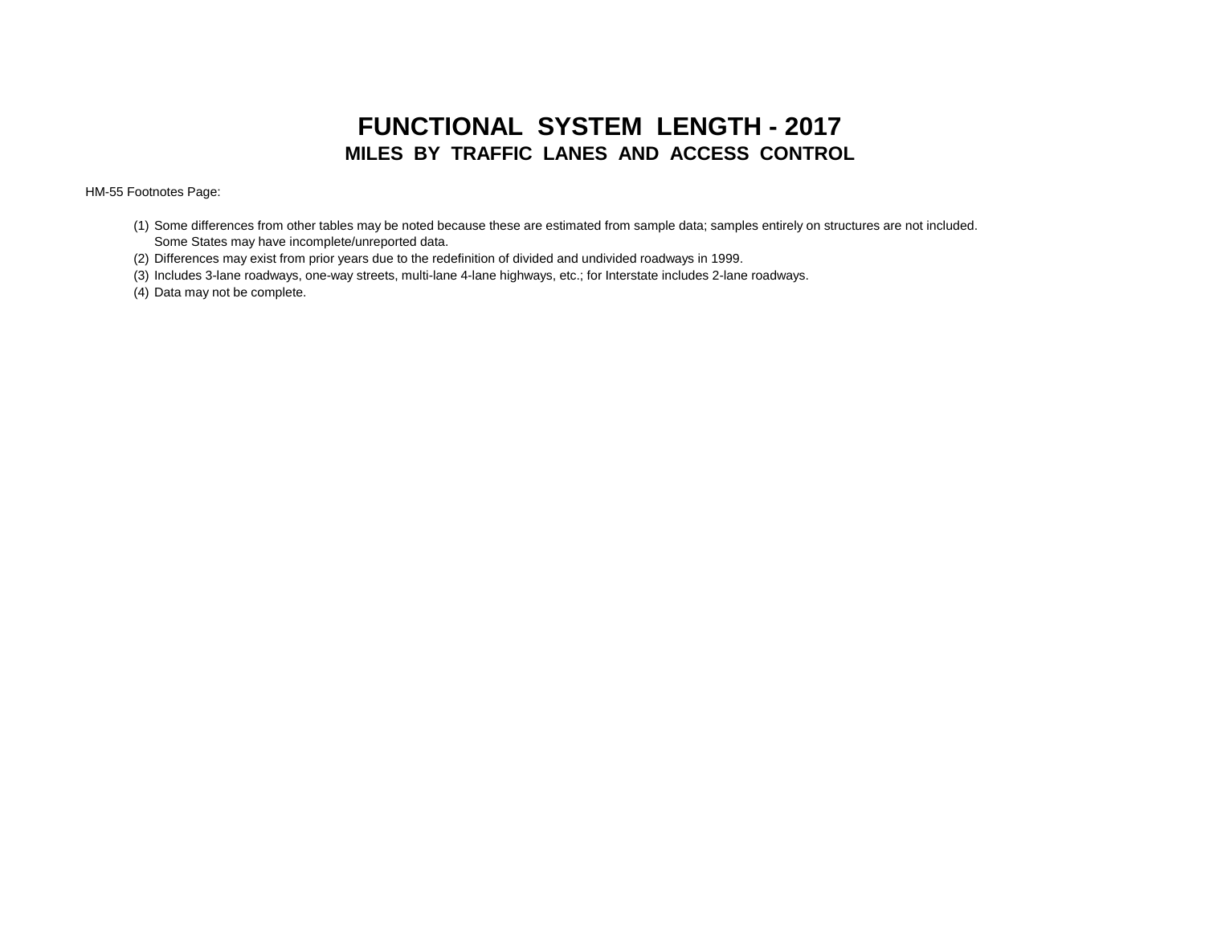# FUNCTIONAL SYSTEM LENGTH - 2017

## MILES BY TRAFFIC LANES AND ACCESS CONTROL

HM-55 Footnotes Page:

(1) Some differences from other tables may be noted because these are estimated from sample data; samples entirely on structures are not included. Some States may have incomplete/unreported data.

(2) Differences may exist from prior years due to the redefinition of divided and undivided roadways in 1999.

(3) Includes 3-lane roadways, one-way streets, multi-lane 4-lane highways, etc.; for Interstate includes 2-lane roadways.

(4) Data may not be complete.